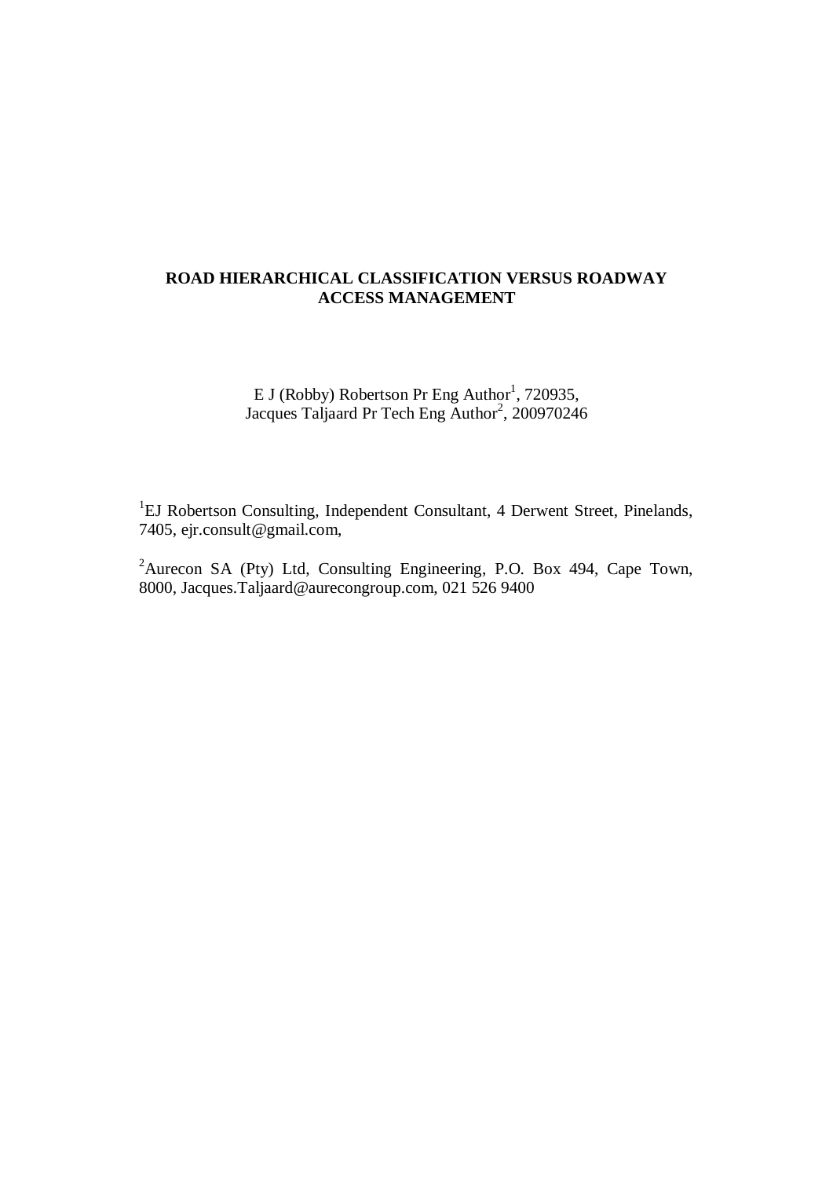# ROAD HIERARCHICAL CLASSIFICATION VERSUS ROADWAY ACCESS MANAGEMENT

E J (Robby) Robertson Pr Eng Author[1], 720935,
Jacques Taljaard Pr Tech Eng Author[2], 200970246

[1]EJ Robertson Consulting, Independent Consultant, 4 Derwent Street, Pinelands, 7405, ejr.consult@gmail.com,

[2]Aurecon SA (Pty) Ltd, Consulting Engineering, P.O. Box 494, Cape Town, 8000, Jacques.Taljaard@aurecongroup.com, 021 526 9400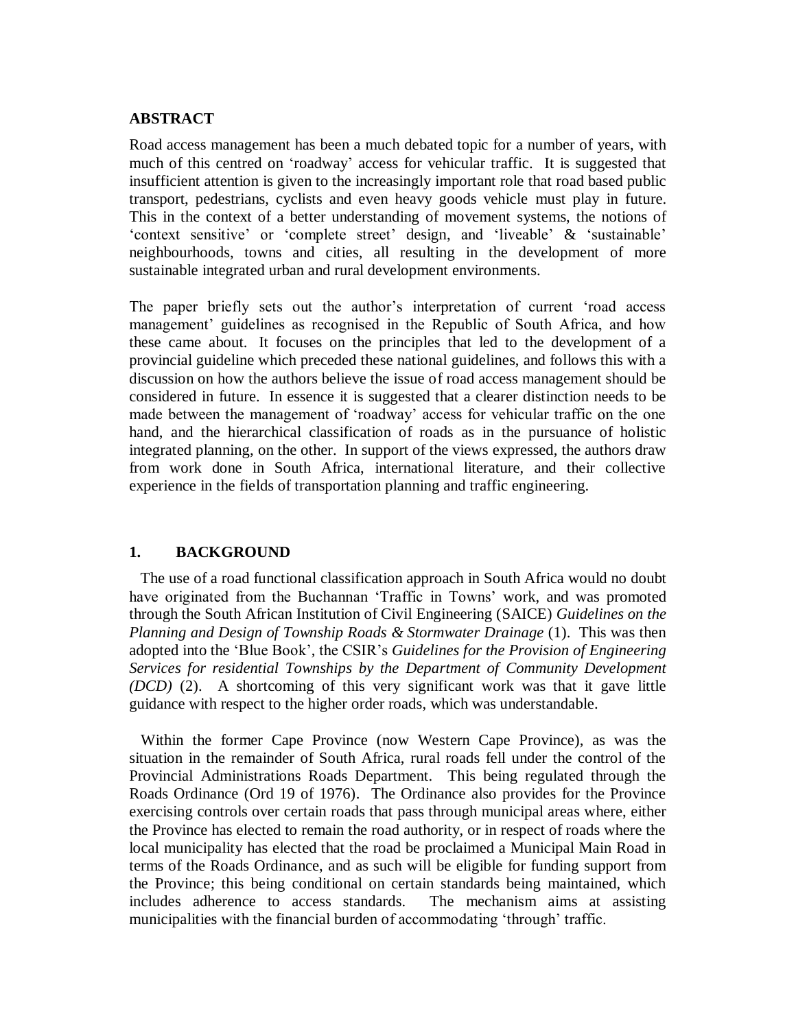## ABSTRACT

Road access management has been a much debated topic for a number of years, with much of this centred on 'roadway' access for vehicular traffic. It is suggested that insufficient attention is given to the increasingly important role that road based public transport, pedestrians, cyclists and even heavy goods vehicle must play in future. This in the context of a better understanding of movement systems, the notions of 'context sensitive' or 'complete street' design, and 'liveable' & 'sustainable' neighbourhoods, towns and cities, all resulting in the development of more sustainable integrated urban and rural development environments.

The paper briefly sets out the author's interpretation of current 'road access management' guidelines as recognised in the Republic of South Africa, and how these came about. It focuses on the principles that led to the development of a provincial guideline which preceded these national guidelines, and follows this with a discussion on how the authors believe the issue of road access management should be considered in future. In essence it is suggested that a clearer distinction needs to be made between the management of 'roadway' access for vehicular traffic on the one hand, and the hierarchical classification of roads as in the pursuance of holistic integrated planning, on the other. In support of the views expressed, the authors draw from work done in South Africa, international literature, and their collective experience in the fields of transportation planning and traffic engineering.

## 1. BACKGROUND

The use of a road functional classification approach in South Africa would no doubt have originated from the Buchannan 'Traffic in Towns' work, and was promoted through the South African Institution of Civil Engineering (SAICE) *Guidelines on the Planning and Design of Township Roads & Stormwater Drainage* (1). This was then adopted into the 'Blue Book', the CSIR's *Guidelines for the Provision of Engineering Services for residential Townships by the Department of Community Development (DCD)* (2). A shortcoming of this very significant work was that it gave little guidance with respect to the higher order roads, which was understandable.

Within the former Cape Province (now Western Cape Province), as was the situation in the remainder of South Africa, rural roads fell under the control of the Provincial Administrations Roads Department. This being regulated through the Roads Ordinance (Ord 19 of 1976). The Ordinance also provides for the Province exercising controls over certain roads that pass through municipal areas where, either the Province has elected to remain the road authority, or in respect of roads where the local municipality has elected that the road be proclaimed a Municipal Main Road in terms of the Roads Ordinance, and as such will be eligible for funding support from the Province; this being conditional on certain standards being maintained, which includes adherence to access standards. The mechanism aims at assisting municipalities with the financial burden of accommodating 'through' traffic.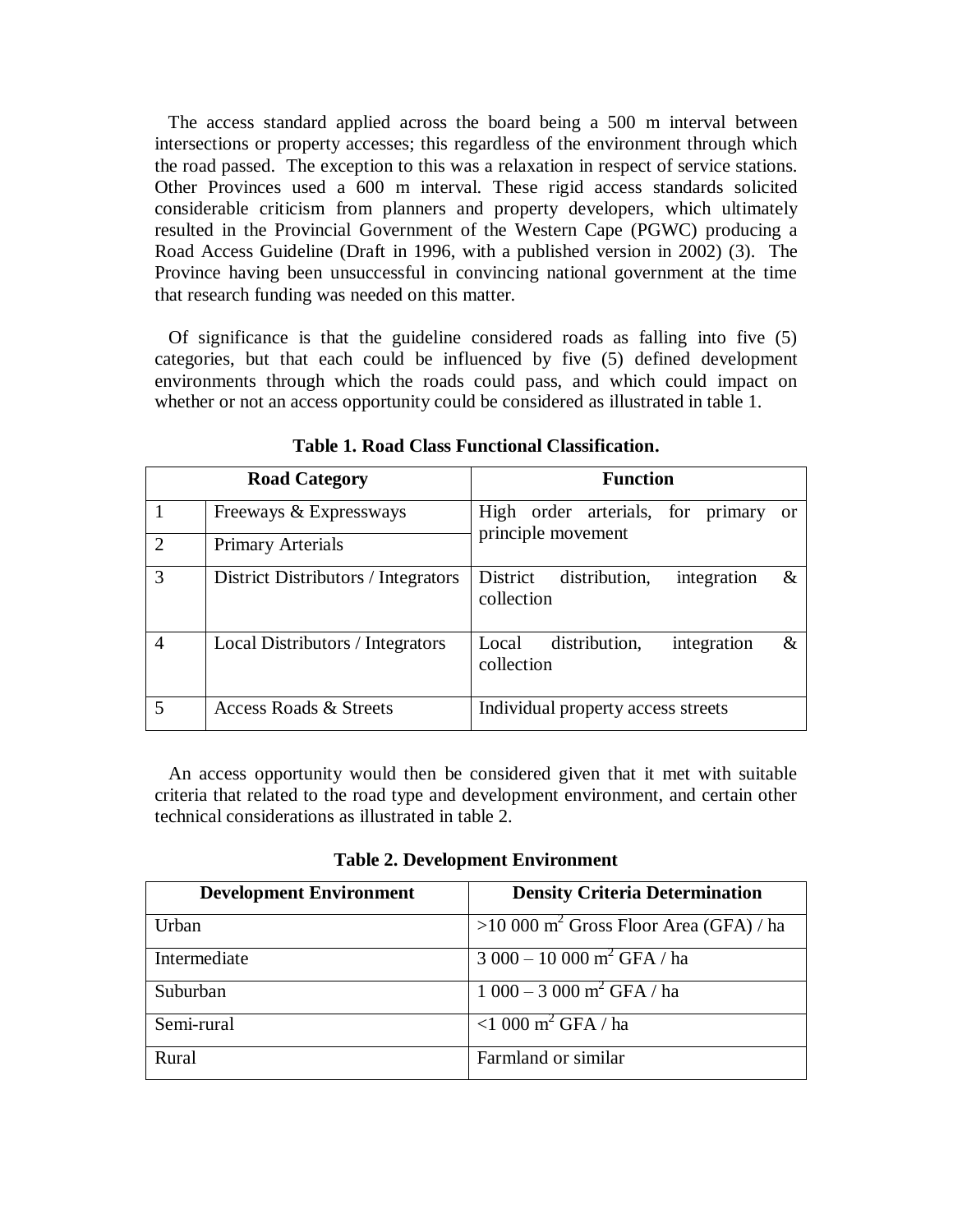The access standard applied across the board being a 500 m interval between intersections or property accesses; this regardless of the environment through which the road passed. The exception to this was a relaxation in respect of service stations. Other Provinces used a 600 m interval. These rigid access standards solicited considerable criticism from planners and property developers, which ultimately resulted in the Provincial Government of the Western Cape (PGWC) producing a Road Access Guideline (Draft in 1996, with a published version in 2002) (3). The Province having been unsuccessful in convincing national government at the time that research funding was needed on this matter.

Of significance is that the guideline considered roads as falling into five (5) categories, but that each could be influenced by five (5) defined development environments through which the roads could pass, and which could impact on whether or not an access opportunity could be considered as illustrated in table 1.

**Table 1. Road Class Functional Classification.**

| Road Category | | Function |
|---|---|---|
| 1 | Freeways & Expressways | High order arterials, for primary or principle movement |
| 2 | Primary Arterials | |
| 3 | District Distributors / Integrators | District distribution, integration & collection |
| 4 | Local Distributors / Integrators | Local distribution, integration & collection |
| 5 | Access Roads & Streets | Individual property access streets |

An access opportunity would then be considered given that it met with suitable criteria that related to the road type and development environment, and certain other technical considerations as illustrated in table 2.

**Table 2. Development Environment**

| Development Environment | Density Criteria Determination |
|---|---|
| Urban | >10 000 $m^2$ Gross Floor Area (GFA) / ha |
| Intermediate | 3 000 – 10 000 $m^2$ GFA / ha |
| Suburban | 1 000 – 3 000 $m^2$ GFA / ha |
| Semi-rural | <1 000 $m^2$ GFA / ha |
| Rural | Farmland or similar |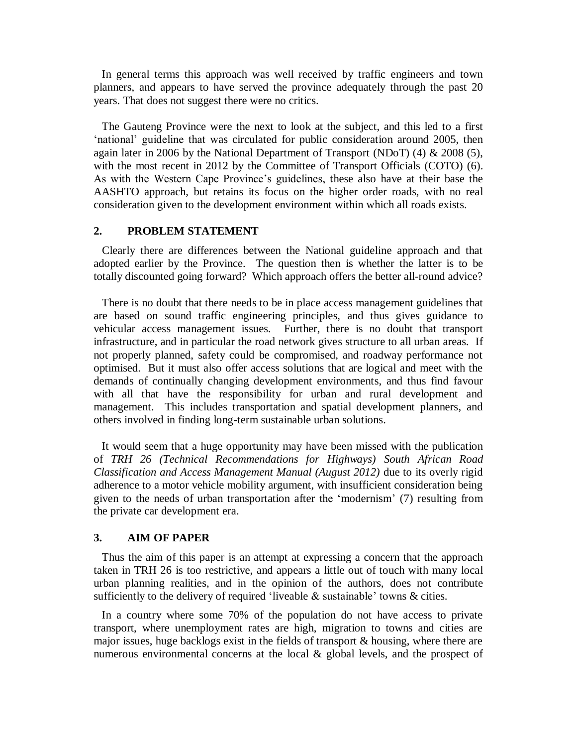In general terms this approach was well received by traffic engineers and town planners, and appears to have served the province adequately through the past 20 years. That does not suggest there were no critics.

The Gauteng Province were the next to look at the subject, and this led to a first 'national' guideline that was circulated for public consideration around 2005, then again later in 2006 by the National Department of Transport (NDoT) (4) & 2008 (5), with the most recent in 2012 by the Committee of Transport Officials (COTO) (6). As with the Western Cape Province's guidelines, these also have at their base the AASHTO approach, but retains its focus on the higher order roads, with no real consideration given to the development environment within which all roads exists.

## 2. PROBLEM STATEMENT

Clearly there are differences between the National guideline approach and that adopted earlier by the Province. The question then is whether the latter is to be totally discounted going forward? Which approach offers the better all-round advice?

There is no doubt that there needs to be in place access management guidelines that are based on sound traffic engineering principles, and thus gives guidance to vehicular access management issues. Further, there is no doubt that transport infrastructure, and in particular the road network gives structure to all urban areas. If not properly planned, safety could be compromised, and roadway performance not optimised. But it must also offer access solutions that are logical and meet with the demands of continually changing development environments, and thus find favour with all that have the responsibility for urban and rural development and management. This includes transportation and spatial development planners, and others involved in finding long-term sustainable urban solutions.

It would seem that a huge opportunity may have been missed with the publication of *TRH 26 (Technical Recommendations for Highways) South African Road Classification and Access Management Manual (August 2012)* due to its overly rigid adherence to a motor vehicle mobility argument, with insufficient consideration being given to the needs of urban transportation after the 'modernism' (7) resulting from the private car development era.

## 3. AIM OF PAPER

Thus the aim of this paper is an attempt at expressing a concern that the approach taken in TRH 26 is too restrictive, and appears a little out of touch with many local urban planning realities, and in the opinion of the authors, does not contribute sufficiently to the delivery of required 'liveable & sustainable' towns & cities.

In a country where some 70% of the population do not have access to private transport, where unemployment rates are high, migration to towns and cities are major issues, huge backlogs exist in the fields of transport & housing, where there are numerous environmental concerns at the local & global levels, and the prospect of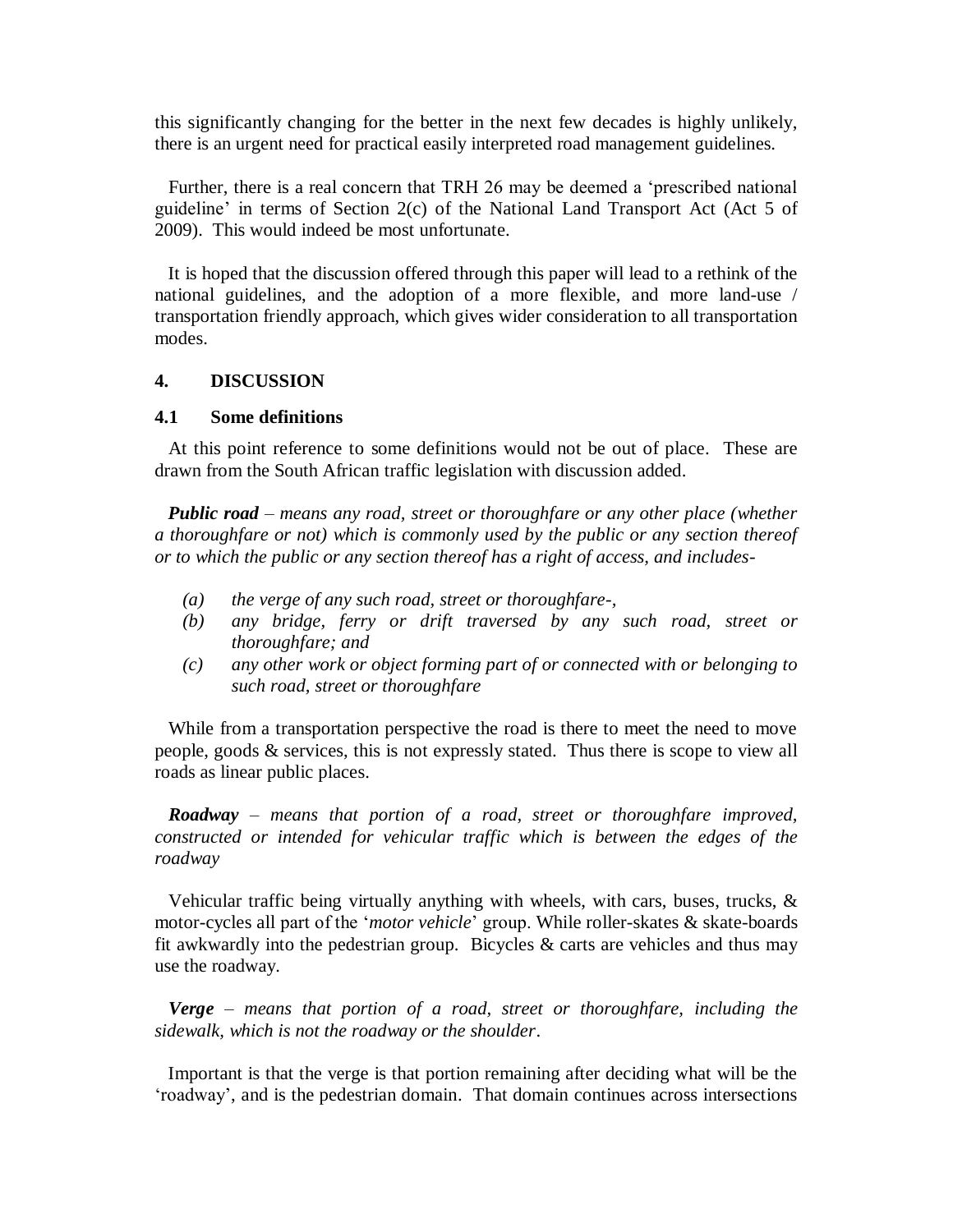this significantly changing for the better in the next few decades is highly unlikely, there is an urgent need for practical easily interpreted road management guidelines.

Further, there is a real concern that TRH 26 may be deemed a 'prescribed national guideline' in terms of Section 2(c) of the National Land Transport Act (Act 5 of 2009). This would indeed be most unfortunate.

It is hoped that the discussion offered through this paper will lead to a rethink of the national guidelines, and the adoption of a more flexible, and more land-use / transportation friendly approach, which gives wider consideration to all transportation modes.

## 4. DISCUSSION

### 4.1 Some definitions

At this point reference to some definitions would not be out of place. These are drawn from the South African traffic legislation with discussion added.

***Public road*** *– means any road, street or thoroughfare or any other place (whether a thoroughfare or not) which is commonly used by the public or any section thereof or to which the public or any section thereof has a right of access, and includes-*

- *(a) the verge of any such road, street or thoroughfare-,*
- *(b) any bridge, ferry or drift traversed by any such road, street or thoroughfare; and*
- *(c) any other work or object forming part of or connected with or belonging to such road, street or thoroughfare*

While from a transportation perspective the road is there to meet the need to move people, goods & services, this is not expressly stated. Thus there is scope to view all roads as linear public places.

***Roadway*** *– means that portion of a road, street or thoroughfare improved, constructed or intended for vehicular traffic which is between the edges of the roadway*

Vehicular traffic being virtually anything with wheels, with cars, buses, trucks, & motor-cycles all part of the '*motor vehicle*' group. While roller-skates & skate-boards fit awkwardly into the pedestrian group. Bicycles & carts are vehicles and thus may use the roadway.

***Verge*** *– means that portion of a road, street or thoroughfare, including the sidewalk, which is not the roadway or the shoulder*.

Important is that the verge is that portion remaining after deciding what will be the 'roadway', and is the pedestrian domain. That domain continues across intersections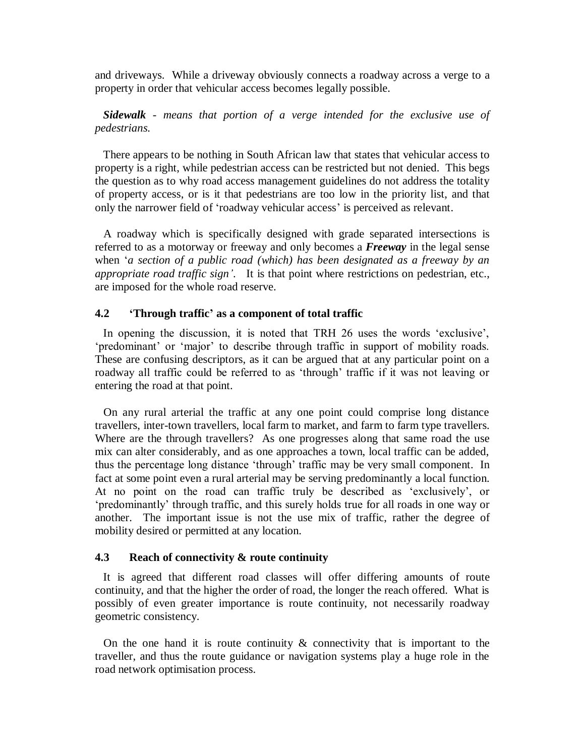and driveways. While a driveway obviously connects a roadway across a verge to a property in order that vehicular access becomes legally possible.

***Sidewalk*** *- means that portion of a verge intended for the exclusive use of pedestrians.*

There appears to be nothing in South African law that states that vehicular access to property is a right, while pedestrian access can be restricted but not denied. This begs the question as to why road access management guidelines do not address the totality of property access, or is it that pedestrians are too low in the priority list, and that only the narrower field of 'roadway vehicular access' is perceived as relevant.

A roadway which is specifically designed with grade separated intersections is referred to as a motorway or freeway and only becomes a ***Freeway*** in the legal sense when '*a section of a public road (which) has been designated as a freeway by an appropriate road traffic sign'*. It is that point where restrictions on pedestrian, etc., are imposed for the whole road reserve.

### 4.2 'Through traffic' as a component of total traffic

In opening the discussion, it is noted that TRH 26 uses the words 'exclusive', 'predominant' or 'major' to describe through traffic in support of mobility roads. These are confusing descriptors, as it can be argued that at any particular point on a roadway all traffic could be referred to as 'through' traffic if it was not leaving or entering the road at that point.

On any rural arterial the traffic at any one point could comprise long distance travellers, inter-town travellers, local farm to market, and farm to farm type travellers. Where are the through travellers? As one progresses along that same road the use mix can alter considerably, and as one approaches a town, local traffic can be added, thus the percentage long distance 'through' traffic may be very small component. In fact at some point even a rural arterial may be serving predominantly a local function. At no point on the road can traffic truly be described as 'exclusively', or 'predominantly' through traffic, and this surely holds true for all roads in one way or another. The important issue is not the use mix of traffic, rather the degree of mobility desired or permitted at any location.

### 4.3 Reach of connectivity & route continuity

It is agreed that different road classes will offer differing amounts of route continuity, and that the higher the order of road, the longer the reach offered. What is possibly of even greater importance is route continuity, not necessarily roadway geometric consistency.

On the one hand it is route continuity & connectivity that is important to the traveller, and thus the route guidance or navigation systems play a huge role in the road network optimisation process.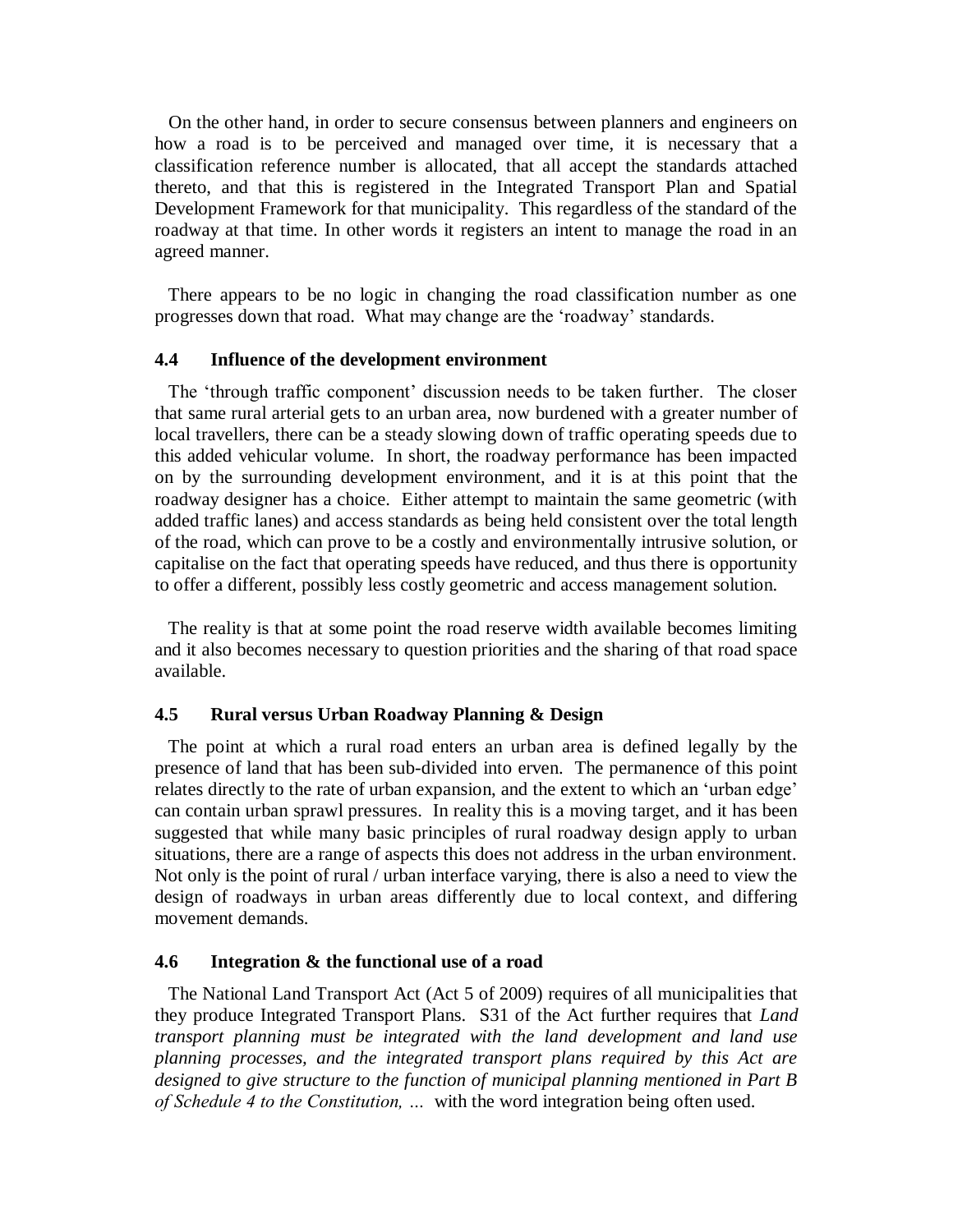On the other hand, in order to secure consensus between planners and engineers on how a road is to be perceived and managed over time, it is necessary that a classification reference number is allocated, that all accept the standards attached thereto, and that this is registered in the Integrated Transport Plan and Spatial Development Framework for that municipality. This regardless of the standard of the roadway at that time. In other words it registers an intent to manage the road in an agreed manner.

There appears to be no logic in changing the road classification number as one progresses down that road. What may change are the 'roadway' standards.

### 4.4 Influence of the development environment

The 'through traffic component' discussion needs to be taken further. The closer that same rural arterial gets to an urban area, now burdened with a greater number of local travellers, there can be a steady slowing down of traffic operating speeds due to this added vehicular volume. In short, the roadway performance has been impacted on by the surrounding development environment, and it is at this point that the roadway designer has a choice. Either attempt to maintain the same geometric (with added traffic lanes) and access standards as being held consistent over the total length of the road, which can prove to be a costly and environmentally intrusive solution, or capitalise on the fact that operating speeds have reduced, and thus there is opportunity to offer a different, possibly less costly geometric and access management solution.

The reality is that at some point the road reserve width available becomes limiting and it also becomes necessary to question priorities and the sharing of that road space available.

### 4.5 Rural versus Urban Roadway Planning & Design

The point at which a rural road enters an urban area is defined legally by the presence of land that has been sub-divided into erven. The permanence of this point relates directly to the rate of urban expansion, and the extent to which an 'urban edge' can contain urban sprawl pressures. In reality this is a moving target, and it has been suggested that while many basic principles of rural roadway design apply to urban situations, there are a range of aspects this does not address in the urban environment. Not only is the point of rural / urban interface varying, there is also a need to view the design of roadways in urban areas differently due to local context, and differing movement demands.

### 4.6 Integration & the functional use of a road

The National Land Transport Act (Act 5 of 2009) requires of all municipalities that they produce Integrated Transport Plans. S31 of the Act further requires that *Land transport planning must be integrated with the land development and land use planning processes, and the integrated transport plans required by this Act are designed to give structure to the function of municipal planning mentioned in Part B of Schedule 4 to the Constitution, …* with the word integration being often used.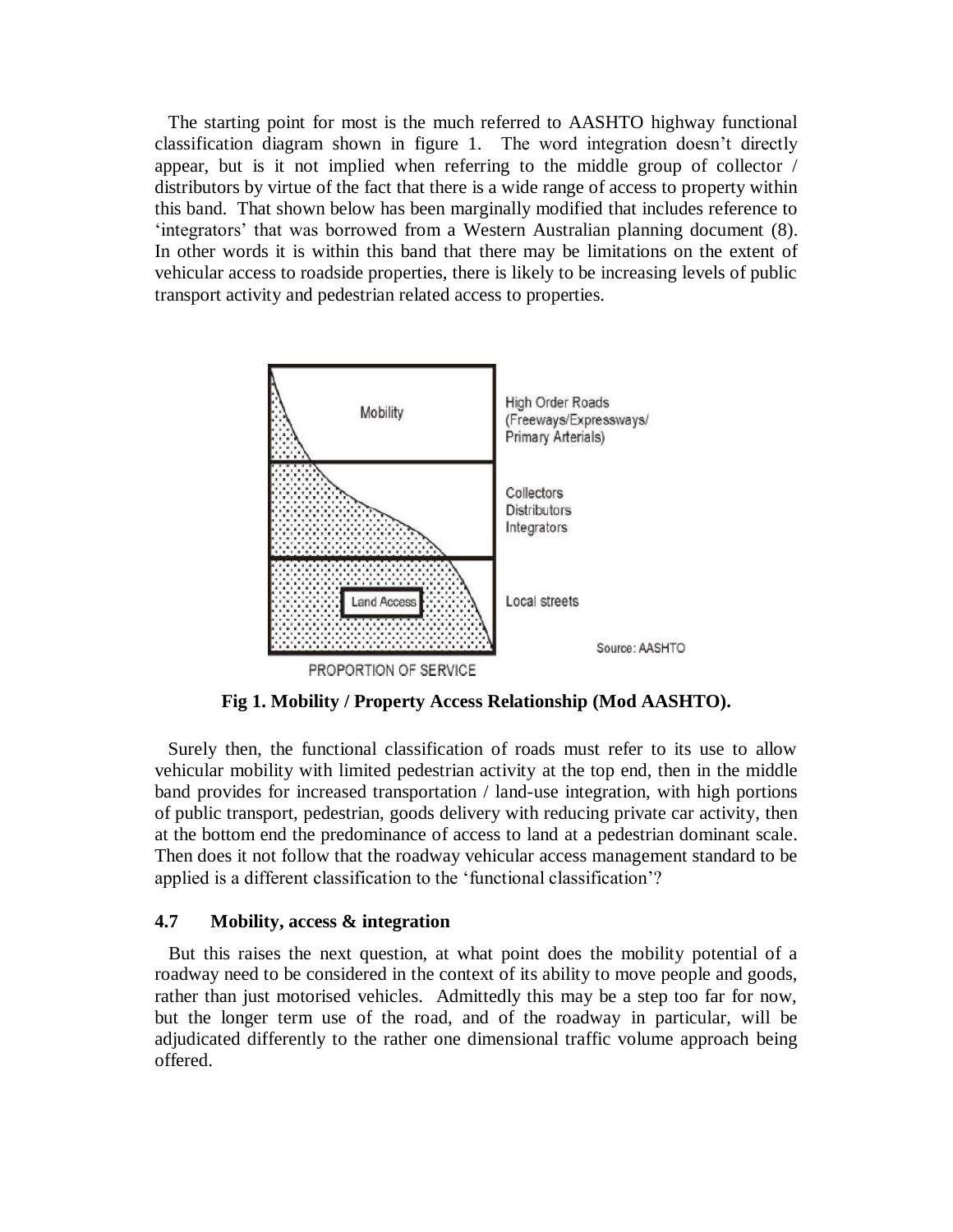The starting point for most is the much referred to AASHTO highway functional classification diagram shown in figure 1. The word integration doesn't directly appear, but is it not implied when referring to the middle group of collector / distributors by virtue of the fact that there is a wide range of access to property within this band. That shown below has been marginally modified that includes reference to 'integrators' that was borrowed from a Western Australian planning document (8). In other words it is within this band that there may be limitations on the extent of vehicular access to roadside properties, there is likely to be increasing levels of public transport activity and pedestrian related access to properties.

**Fig 1. Mobility / Property Access Relationship (Mod AASHTO).**

Surely then, the functional classification of roads must refer to its use to allow vehicular mobility with limited pedestrian activity at the top end, then in the middle band provides for increased transportation / land-use integration, with high portions of public transport, pedestrian, goods delivery with reducing private car activity, then at the bottom end the predominance of access to land at a pedestrian dominant scale. Then does it not follow that the roadway vehicular access management standard to be applied is a different classification to the 'functional classification'?

### 4.7 Mobility, access & integration

But this raises the next question, at what point does the mobility potential of a roadway need to be considered in the context of its ability to move people and goods, rather than just motorised vehicles. Admittedly this may be a step too far for now, but the longer term use of the road, and of the roadway in particular, will be adjudicated differently to the rather one dimensional traffic volume approach being offered.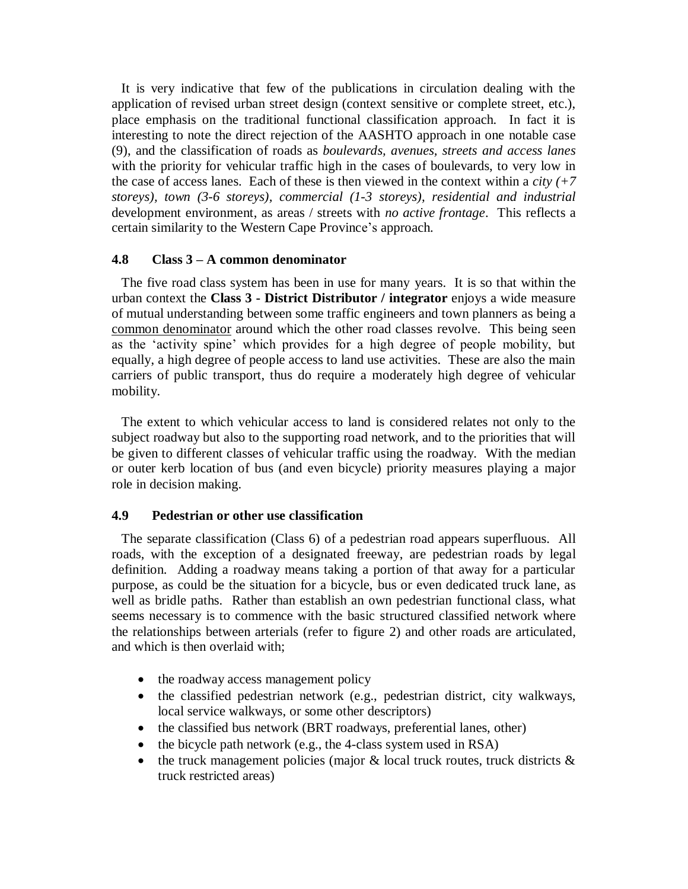It is very indicative that few of the publications in circulation dealing with the application of revised urban street design (context sensitive or complete street, etc.), place emphasis on the traditional functional classification approach. In fact it is interesting to note the direct rejection of the AASHTO approach in one notable case (9), and the classification of roads as *boulevards, avenues, streets and access lanes* with the priority for vehicular traffic high in the cases of boulevards, to very low in the case of access lanes. Each of these is then viewed in the context within a *city (+7 storeys), town (3-6 storeys), commercial (1-3 storeys), residential and industrial* development environment, as areas / streets with *no active frontage*. This reflects a certain similarity to the Western Cape Province's approach.

### 4.8 Class 3 – A common denominator

The five road class system has been in use for many years. It is so that within the urban context the **Class 3 - District Distributor / integrator** enjoys a wide measure of mutual understanding between some traffic engineers and town planners as being a common denominator around which the other road classes revolve. This being seen as the 'activity spine' which provides for a high degree of people mobility, but equally, a high degree of people access to land use activities. These are also the main carriers of public transport, thus do require a moderately high degree of vehicular mobility.

The extent to which vehicular access to land is considered relates not only to the subject roadway but also to the supporting road network, and to the priorities that will be given to different classes of vehicular traffic using the roadway. With the median or outer kerb location of bus (and even bicycle) priority measures playing a major role in decision making.

### 4.9 Pedestrian or other use classification

The separate classification (Class 6) of a pedestrian road appears superfluous. All roads, with the exception of a designated freeway, are pedestrian roads by legal definition. Adding a roadway means taking a portion of that away for a particular purpose, as could be the situation for a bicycle, bus or even dedicated truck lane, as well as bridle paths. Rather than establish an own pedestrian functional class, what seems necessary is to commence with the basic structured classified network where the relationships between arterials (refer to figure 2) and other roads are articulated, and which is then overlaid with;

- the roadway access management policy
- the classified pedestrian network (e.g., pedestrian district, city walkways, local service walkways, or some other descriptors)
- the classified bus network (BRT roadways, preferential lanes, other)
- the bicycle path network (e.g., the 4-class system used in RSA)
- the truck management policies (major & local truck routes, truck districts & truck restricted areas)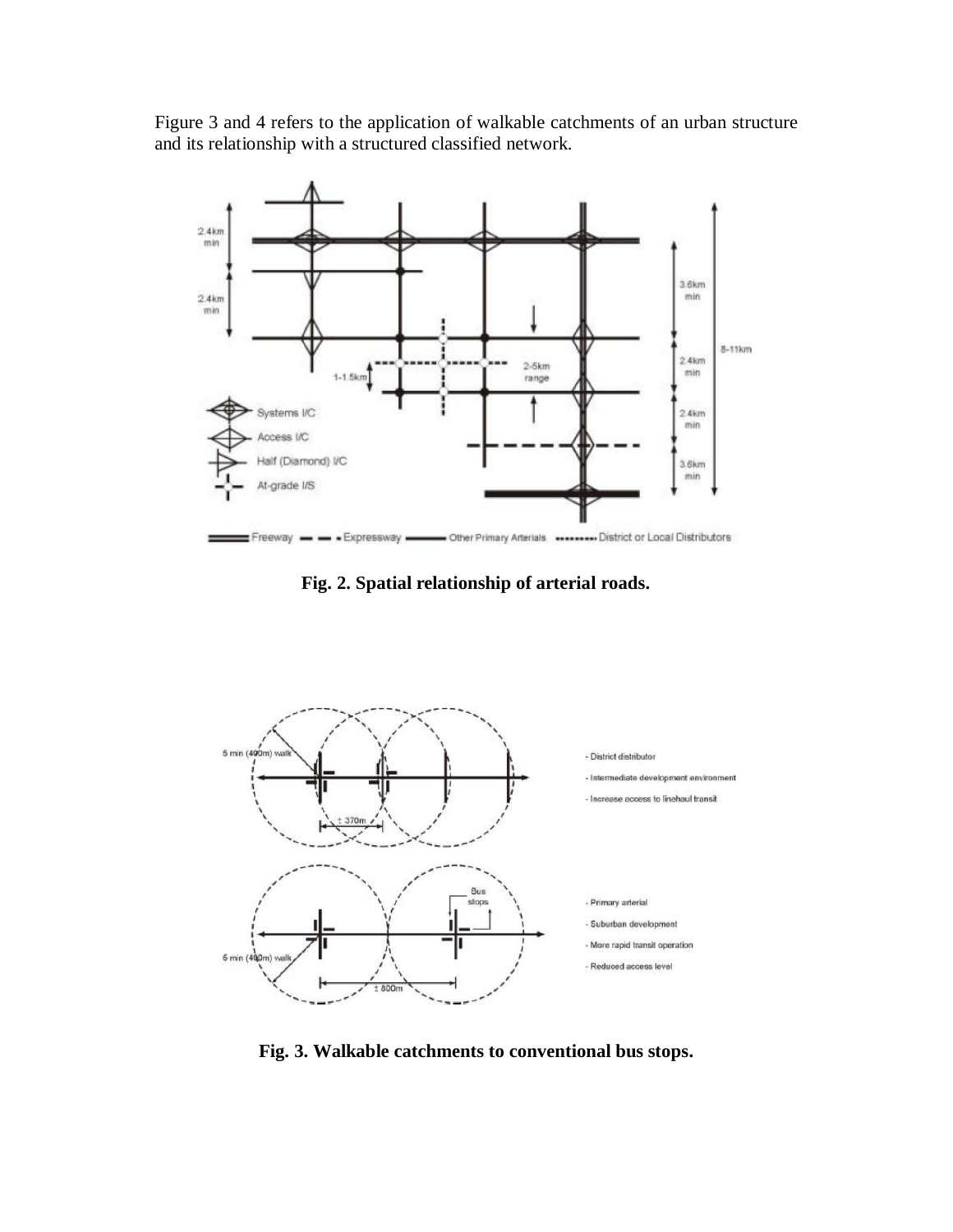Figure 3 and 4 refers to the application of walkable catchments of an urban structure and its relationship with a structured classified network.

**Fig. 2. Spatial relationship of arterial roads.**

**Fig. 3. Walkable catchments to conventional bus stops.**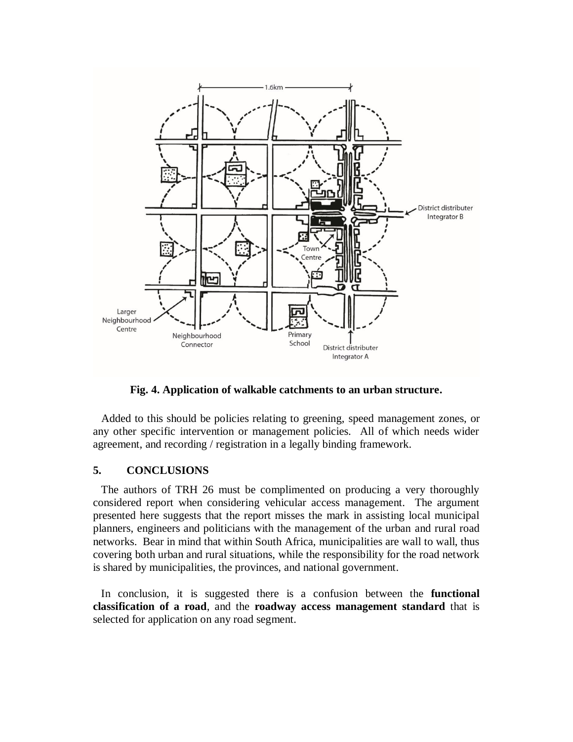**Fig. 4. Application of walkable catchments to an urban structure.**

Added to this should be policies relating to greening, speed management zones, or any other specific intervention or management policies. All of which needs wider agreement, and recording / registration in a legally binding framework.

## 5. CONCLUSIONS

The authors of TRH 26 must be complimented on producing a very thoroughly considered report when considering vehicular access management. The argument presented here suggests that the report misses the mark in assisting local municipal planners, engineers and politicians with the management of the urban and rural road networks. Bear in mind that within South Africa, municipalities are wall to wall, thus covering both urban and rural situations, while the responsibility for the road network is shared by municipalities, the provinces, and national government.

In conclusion, it is suggested there is a confusion between the **functional classification of a road**, and the **roadway access management standard** that is selected for application on any road segment.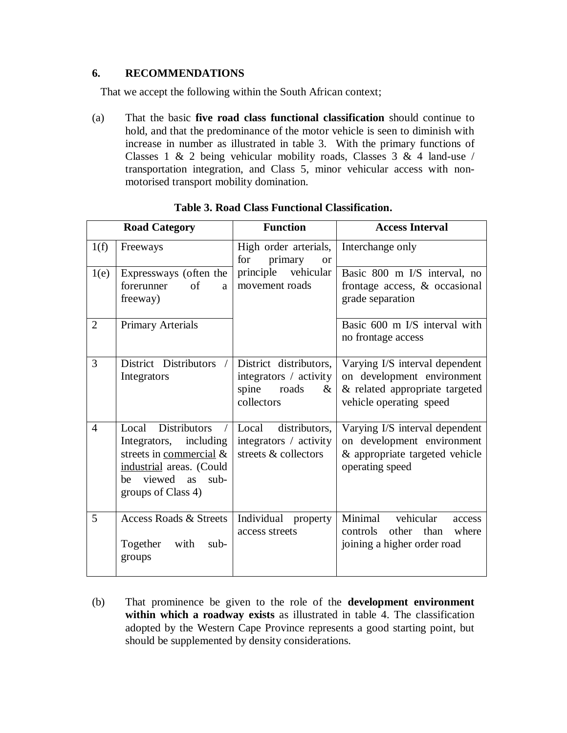## 6. RECOMMENDATIONS

That we accept the following within the South African context;

(a) That the basic **five road class functional classification** should continue to hold, and that the predominance of the motor vehicle is seen to diminish with increase in number as illustrated in table 3. With the primary functions of Classes 1 & 2 being vehicular mobility roads, Classes 3 & 4 land-use / transportation integration, and Class 5, minor vehicular access with non-motorised transport mobility domination.

**Table 3. Road Class Functional Classification.**

| Road Category | | Function | Access Interval |
|---|---|---|---|
| 1(f) | Freeways | High order arterials, for primary or principle vehicular movement roads | Interchange only |
| 1(e) | Expressways (often the forerunner of a freeway) | | Basic 800 m I/S interval, no frontage access, & occasional grade separation |
| 2 | Primary Arterials | | Basic 600 m I/S interval with no frontage access |
| 3 | District Distributors / Integrators | District distributors, integrators / activity spine roads & collectors | Varying I/S interval dependent on development environment & related appropriate targeted vehicle operating speed |
| 4 | Local Distributors / Integrators, including streets in commercial & industrial areas. (Could be viewed as sub-groups of Class 4) | Local distributors, integrators / activity streets & collectors | Varying I/S interval dependent on development environment & appropriate targeted vehicle operating speed |
| 5 | Access Roads & Streets<br><br>Together with sub-groups | Individual property access streets | Minimal vehicular access controls other than where joining a higher order road |

(b) That prominence be given to the role of the **development environment within which a roadway exists** as illustrated in table 4. The classification adopted by the Western Cape Province represents a good starting point, but should be supplemented by density considerations.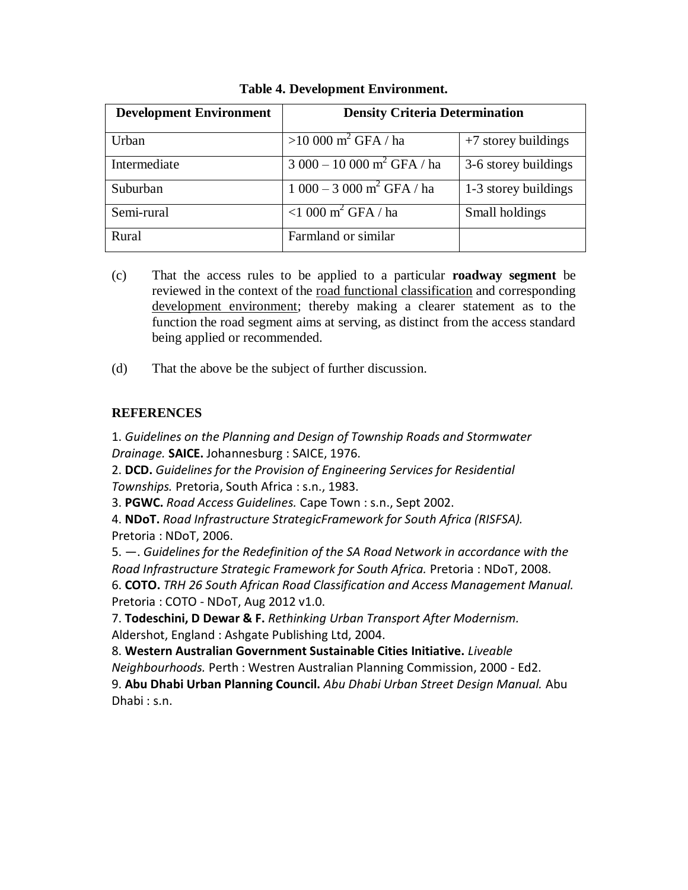**Table 4. Development Environment.**

| Development Environment | Density Criteria Determination | |
|---|---|---|
| Urban | >10 000 $m^2$ GFA / ha | +7 storey buildings |
| Intermediate | 3 000 – 10 000 $m^2$ GFA / ha | 3-6 storey buildings |
| Suburban | 1 000 – 3 000 $m^2$ GFA / ha | 1-3 storey buildings |
| Semi-rural | <1 000 $m^2$ GFA / ha | Small holdings |
| Rural | Farmland or similar | |

(c) That the access rules to be applied to a particular **roadway segment** be reviewed in the context of the road functional classification and corresponding development environment; thereby making a clearer statement as to the function the road segment aims at serving, as distinct from the access standard being applied or recommended.

(d) That the above be the subject of further discussion.

## REFERENCES

1. *Guidelines on the Planning and Design of Township Roads and Stormwater Drainage.* **SAICE.** Johannesburg : SAICE, 1976.
2. **DCD.** *Guidelines for the Provision of Engineering Services for Residential Townships.* Pretoria, South Africa : s.n., 1983.
3. **PGWC.** *Road Access Guidelines.* Cape Town : s.n., Sept 2002.
4. **NDoT.** *Road Infrastructure StrategicFramework for South Africa (RISFSA).* Pretoria : NDoT, 2006.
5. —. *Guidelines for the Redefinition of the SA Road Network in accordance with the Road Infrastructure Strategic Framework for South Africa.* Pretoria : NDoT, 2008.
6. **COTO.** *TRH 26 South African Road Classification and Access Management Manual.* Pretoria : COTO - NDoT, Aug 2012 v1.0.
7. **Todeschini, D Dewar & F.** *Rethinking Urban Transport After Modernism.* Aldershot, England : Ashgate Publishing Ltd, 2004.
8. **Western Australian Government Sustainable Cities Initiative.** *Liveable Neighbourhoods.* Perth : Westren Australian Planning Commission, 2000 - Ed2.
9. **Abu Dhabi Urban Planning Council.** *Abu Dhabi Urban Street Design Manual.* Abu Dhabi : s.n.